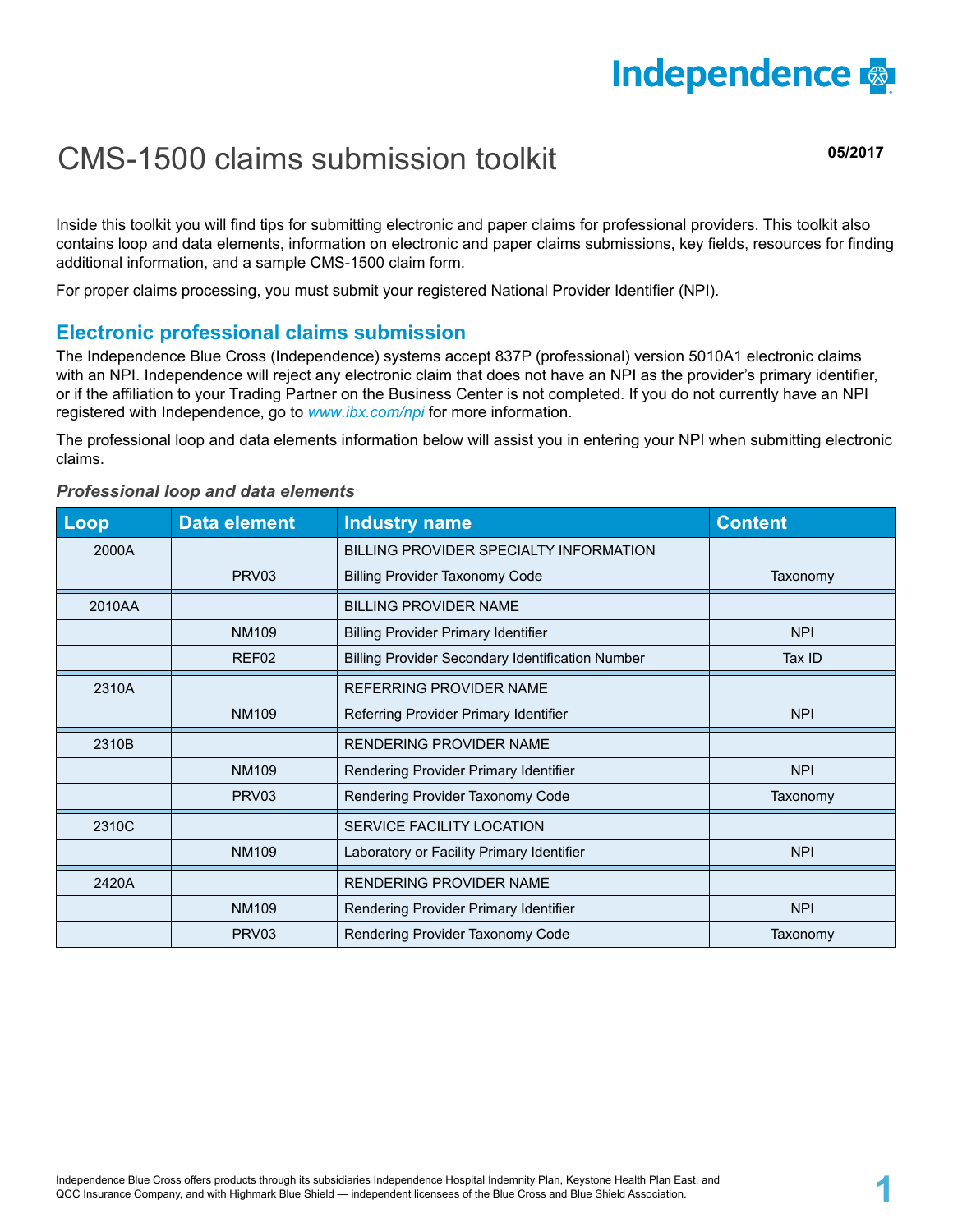# CMS-1500 claims submission toolkit

**05/2017**

Inside this toolkit you will find tips for submitting electronic and paper claims for professional providers. This toolkit also contains loop and data elements, information on electronic and paper claims submissions, key fields, resources for finding additional information, and a sample CMS-1500 claim form.

For proper claims processing, you must submit your registered National Provider Identifier (NPI).

## Electronic professional claims submission

The Independence Blue Cross (Independence) systems accept 837P (professional) version 5010A1 electronic claims with an NPI. Independence will reject any electronic claim that does not have an NPI as the provider's primary identifier, or if the affiliation to your Trading Partner on the Business Center is not completed. If you do not currently have an NPI registered with Independence, go to *www.ibx.com/npi* for more information.

The professional loop and data elements information below will assist you in entering your NPI when submitting electronic claims.

### *Professional loop and data elements*

| Loop | Data element | Industry name | Content |
|---|---|---|---|
| 2000A | | BILLING PROVIDER SPECIALTY INFORMATION | |
| | PRV03 | Billing Provider Taxonomy Code | Taxonomy |
| 2010AA | | BILLING PROVIDER NAME | |
| | NM109 | Billing Provider Primary Identifier | NPI |
| | REF02 | Billing Provider Secondary Identification Number | Tax ID |
| 2310A | | REFERRING PROVIDER NAME | |
| | NM109 | Referring Provider Primary Identifier | NPI |
| 2310B | | RENDERING PROVIDER NAME | |
| | NM109 | Rendering Provider Primary Identifier | NPI |
| | PRV03 | Rendering Provider Taxonomy Code | Taxonomy |
| 2310C | | SERVICE FACILITY LOCATION | |
| | NM109 | Laboratory or Facility Primary Identifier | NPI |
| 2420A | | RENDERING PROVIDER NAME | |
| | NM109 | Rendering Provider Primary Identifier | NPI |
| | PRV03 | Rendering Provider Taxonomy Code | Taxonomy |

Independence Blue Cross offers products through its subsidiaries Independence Hospital Indemnity Plan, Keystone Health Plan East, and QCC Insurance Company, and with Highmark Blue Shield — independent licensees of the Blue Cross and Blue Shield Association.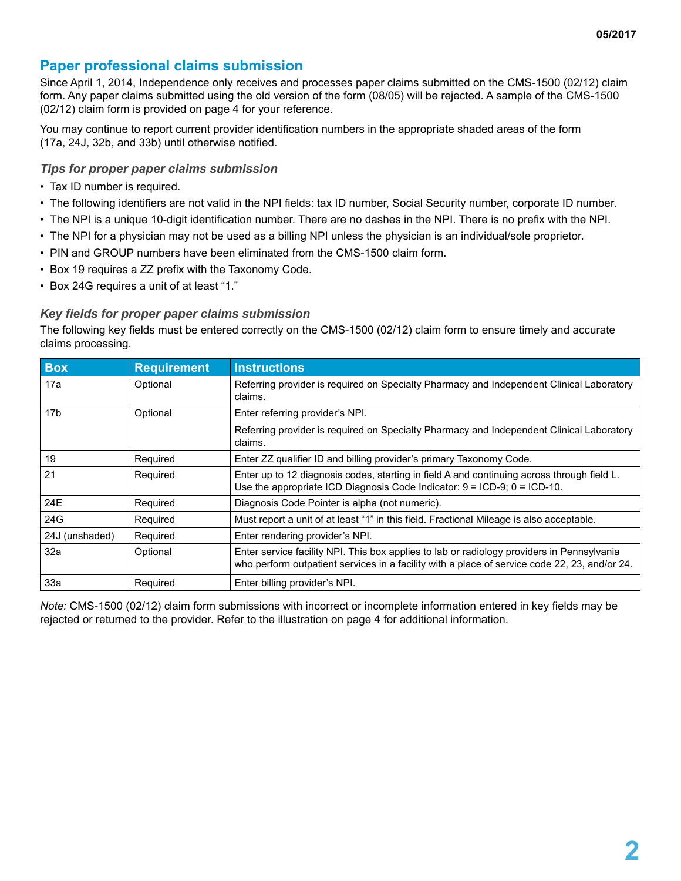## Paper professional claims submission

Since April 1, 2014, Independence only receives and processes paper claims submitted on the CMS-1500 (02/12) claim form. Any paper claims submitted using the old version of the form (08/05) will be rejected. A sample of the CMS-1500 (02/12) claim form is provided on page 4 for your reference.

You may continue to report current provider identification numbers in the appropriate shaded areas of the form (17a, 24J, 32b, and 33b) until otherwise notified.

### *Tips for proper paper claims submission*

- Tax ID number is required.
- The following identifiers are not valid in the NPI fields: tax ID number, Social Security number, corporate ID number.
- The NPI is a unique 10-digit identification number. There are no dashes in the NPI. There is no prefix with the NPI.
- The NPI for a physician may not be used as a billing NPI unless the physician is an individual/sole proprietor.
- PIN and GROUP numbers have been eliminated from the CMS-1500 claim form.
- Box 19 requires a ZZ prefix with the Taxonomy Code.
- Box 24G requires a unit of at least "1."

### *Key fields for proper paper claims submission*

The following key fields must be entered correctly on the CMS-1500 (02/12) claim form to ensure timely and accurate claims processing.

| Box | Requirement | Instructions |
|---|---|---|
| 17a | Optional | Referring provider is required on Specialty Pharmacy and Independent Clinical Laboratory claims. |
| 17b | Optional | Enter referring provider's NPI.<br>Referring provider is required on Specialty Pharmacy and Independent Clinical Laboratory claims. |
| 19 | Required | Enter ZZ qualifier ID and billing provider's primary Taxonomy Code. |
| 21 | Required | Enter up to 12 diagnosis codes, starting in field A and continuing across through field L. Use the appropriate ICD Diagnosis Code Indicator: 9 = ICD-9; 0 = ICD-10. |
| 24E | Required | Diagnosis Code Pointer is alpha (not numeric). |
| 24G | Required | Must report a unit of at least "1" in this field. Fractional Mileage is also acceptable. |
| 24J (unshaded) | Required | Enter rendering provider's NPI. |
| 32a | Optional | Enter service facility NPI. This box applies to lab or radiology providers in Pennsylvania who perform outpatient services in a facility with a place of service code 22, 23, and/or 24. |
| 33a | Required | Enter billing provider's NPI. |

*Note:* CMS-1500 (02/12) claim form submissions with incorrect or incomplete information entered in key fields may be rejected or returned to the provider. Refer to the illustration on page 4 for additional information.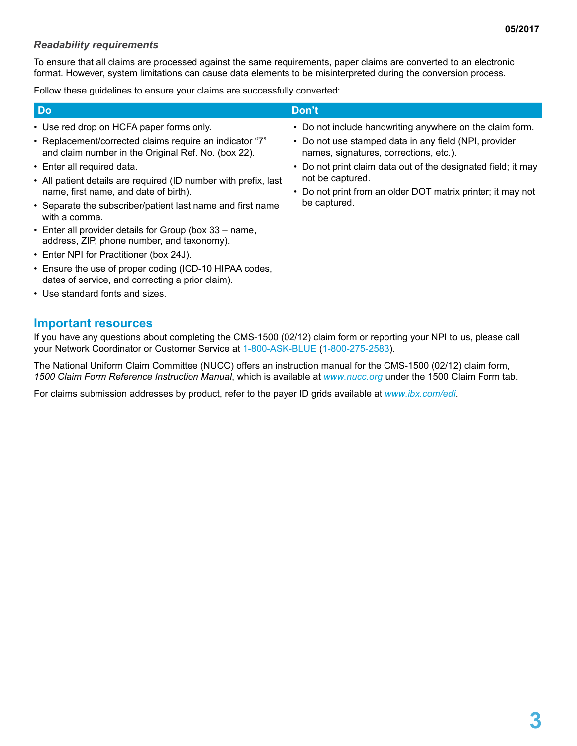### *Readability requirements*

To ensure that all claims are processed against the same requirements, paper claims are converted to an electronic format. However, system limitations can cause data elements to be misinterpreted during the conversion process.

Follow these guidelines to ensure your claims are successfully converted:

| Do | Don't |
|---|---|
| • Use red drop on HCFA paper forms only.<br>• Replacement/corrected claims require an indicator "7" and claim number in the Original Ref. No. (box 22).<br>• Enter all required data.<br>• All patient details are required (ID number with prefix, last name, first name, and date of birth).<br>• Separate the subscriber/patient last name and first name with a comma.<br>• Enter all provider details for Group (box 33 – name, address, ZIP, phone number, and taxonomy).<br>• Enter NPI for Practitioner (box 24J).<br>• Ensure the use of proper coding (ICD-10 HIPAA codes, dates of service, and correcting a prior claim).<br>• Use standard fonts and sizes. | • Do not include handwriting anywhere on the claim form.<br>• Do not use stamped data in any field (NPI, provider names, signatures, corrections, etc.).<br>• Do not print claim data out of the designated field; it may not be captured.<br>• Do not print from an older DOT matrix printer; it may not be captured. |

## Important resources

If you have any questions about completing the CMS-1500 (02/12) claim form or reporting your NPI to us, please call your Network Coordinator or Customer Service at 1-800-ASK-BLUE (1-800-275-2583).

The National Uniform Claim Committee (NUCC) offers an instruction manual for the CMS-1500 (02/12) claim form, *1500 Claim Form Reference Instruction Manual*, which is available at *www.nucc.org* under the 1500 Claim Form tab.

For claims submission addresses by product, refer to the payer ID grids available at *www.ibx.com/edi*.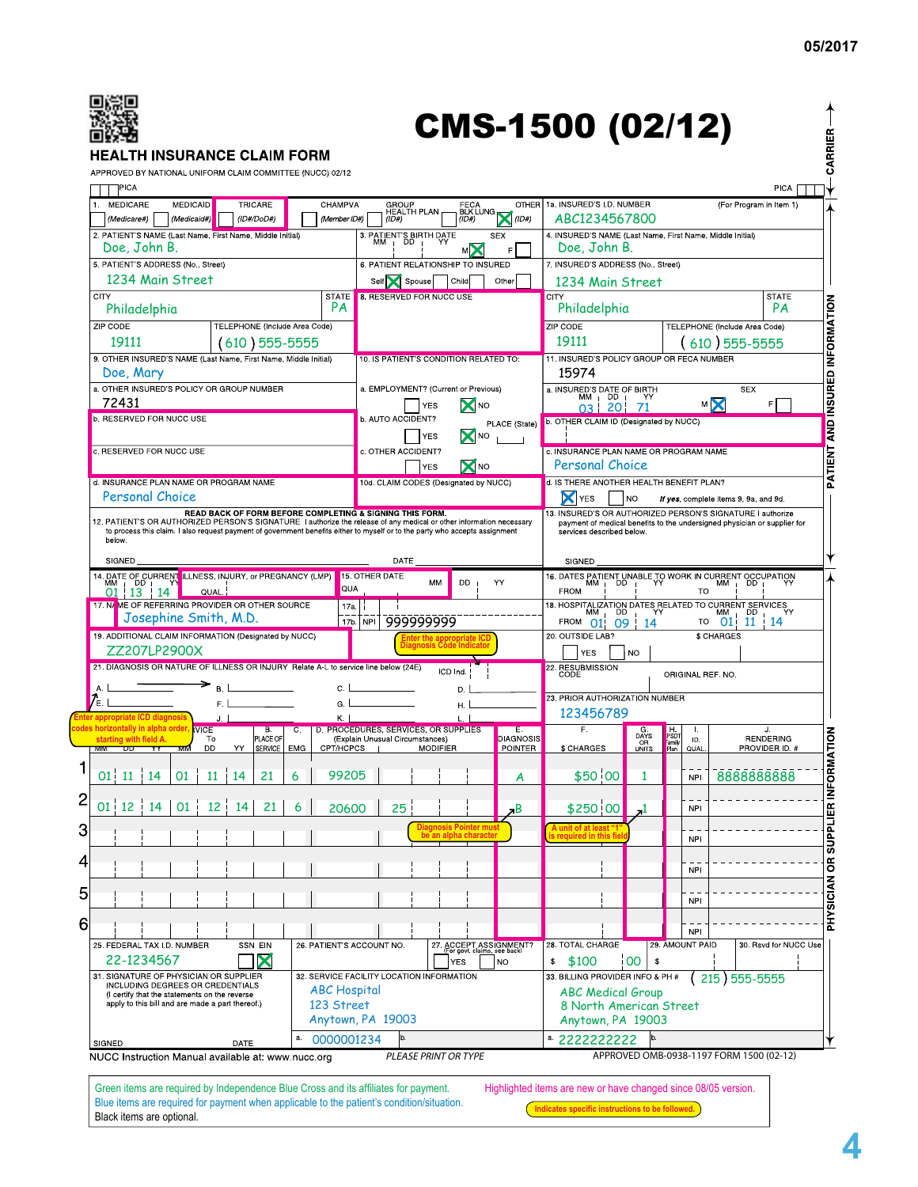05/2017

# CMS-1500 (02/12)

## HEALTH INSURANCE CLAIM FORM

APPROVED BY NATIONAL UNIFORM CLAIM COMMITTEE (NUCC) 02/12

PICA

CARRIER

### PATIENT AND INSURED INFORMATION

1. MEDICARE (Medicare#) | MEDICAID (Medicaid#) | TRICARE (ID#/DoD#) | CHAMPVA (Member ID#) | GROUP HEALTH PLAN (ID#) | FECA BLK LUNG (ID#) | OTHER (ID#) [X]

1a. INSURED'S I.D. NUMBER (For Program in Item 1): ABC1234567800

2. PATIENT'S NAME (Last Name, First Name, Middle Initial): Doe, John B.

3. PATIENT'S BIRTH DATE MM DD YY — SEX M [X] F

4. INSURED'S NAME (Last Name, First Name, Middle Initial): Doe, John B.

5. PATIENT'S ADDRESS (No., Street): 1234 Main Street

6. PATIENT RELATIONSHIP TO INSURED: Self [X] Spouse Child Other

7. INSURED'S ADDRESS (No., Street): 1234 Main Street

CITY: Philadelphia — STATE: PA

8. RESERVED FOR NUCC USE

CITY: Philadelphia — STATE: PA

ZIP CODE: 19111 — TELEPHONE (Include Area Code): (610) 555-5555

ZIP CODE: 19111 — TELEPHONE (Include Area Code): (610) 555-5555

9. OTHER INSURED'S NAME (Last Name, First Name, Middle Initial): Doe, Mary

10. IS PATIENT'S CONDITION RELATED TO:

11. INSURED'S POLICY GROUP OR FECA NUMBER: 15974

a. OTHER INSURED'S POLICY OR GROUP NUMBER: 72431

a. EMPLOYMENT? (Current or Previous) YES NO [X]

a. INSURED'S DATE OF BIRTH MM DD YY: 03 20 71 — SEX M [X] F

b. RESERVED FOR NUCC USE

b. AUTO ACCIDENT? YES NO [X] PLACE (State)

b. OTHER CLAIM ID (Designated by NUCC)

c. RESERVED FOR NUCC USE

c. OTHER ACCIDENT? YES NO [X]

c. INSURANCE PLAN NAME OR PROGRAM NAME: Personal Choice

d. INSURANCE PLAN NAME OR PROGRAM NAME: Personal Choice

10d. CLAIM CODES (Designated by NUCC)

d. IS THERE ANOTHER HEALTH BENEFIT PLAN? YES [X] NO — *If yes*, complete items 9, 9a, and 9d.

READ BACK OF FORM BEFORE COMPLETING & SIGNING THIS FORM.

12. PATIENT'S OR AUTHORIZED PERSON'S SIGNATURE I authorize the release of any medical or other information necessary to process this claim. I also request payment of government benefits either to myself or to the party who accepts assignment below.

SIGNED — DATE

13. INSURED'S OR AUTHORIZED PERSON'S SIGNATURE I authorize payment of medical benefits to the undersigned physician or supplier for services described below.

SIGNED

### PHYSICIAN OR SUPPLIER INFORMATION

14. DATE OF CURRENT ILLNESS, INJURY, or PREGNANCY (LMP) MM DD YY: 01 13 14 — QUAL.

15. OTHER DATE QUAL. MM DD YY

16. DATES PATIENT UNABLE TO WORK IN CURRENT OCCUPATION FROM — TO

17. NAME OF REFERRING PROVIDER OR OTHER SOURCE: Josephine Smith, M.D.

17a.

17b. NPI: 999999999

18. HOSPITALIZATION DATES RELATED TO CURRENT SERVICES FROM 01 09 14 TO 01 11 14

19. ADDITIONAL CLAIM INFORMATION (Designated by NUCC): ZZ207LP2900X

Enter the appropriate ICD Diagnosis Code Indicator

20. OUTSIDE LAB? YES NO — $ CHARGES

21. DIAGNOSIS OR NATURE OF ILLNESS OR INJURY Relate A-L to service line below (24E) — ICD Ind.

A. — B. — C. — D.

E. — F. — G. — H.

I. — J. — K. — L.

Enter appropriate ICD diagnosis codes horizontally in alpha order, starting with field A.

22. RESUBMISSION CODE — ORIGINAL REF. NO.

23. PRIOR AUTHORIZATION NUMBER: 123456789

| | 24. A. DATE(S) OF SERVICE From MM DD YY | To MM DD YY | B. PLACE OF SERVICE | C. EMG | D. PROCEDURES, SERVICES, OR SUPPLIES (Explain Unusual Circumstances) CPT/HCPCS | MODIFIER | E. DIAGNOSIS POINTER | F. $ CHARGES | G. DAYS OR UNITS | H. EPSDT Family Plan | I. ID. QUAL. | J. RENDERING PROVIDER ID. # |
|---|---|---|---|---|---|---|---|---|---|---|---|---|
| 1 | 01 11 14 | 01 11 14 | 21 | 6 | 99205 | | A | $50 00 | 1 | | NPI | 8888888888 |
| 2 | 01 12 14 | 01 12 14 | 21 | 6 | 20600 | 25 | B | $250 00 | 1 | | NPI | |
| 3 | | | | | | | | | | | NPI | |
| 4 | | | | | | | | | | | NPI | |
| 5 | | | | | | | | | | | NPI | |
| 6 | | | | | | | | | | | NPI | |

Diagnosis Pointer must be an alpha character

A unit of at least "1" is required in this field

25. FEDERAL TAX I.D. NUMBER: 22-1234567 — SSN EIN [X]

26. PATIENT'S ACCOUNT NO.

27. ACCEPT ASSIGNMENT? (For govt. claims, see back) YES NO

28. TOTAL CHARGE: $ $100 00

29. AMOUNT PAID: $

30. Rsvd for NUCC Use

31. SIGNATURE OF PHYSICIAN OR SUPPLIER INCLUDING DEGREES OR CREDENTIALS (I certify that the statements on the reverse apply to this bill and are made a part thereof.)

SIGNED — DATE

32. SERVICE FACILITY LOCATION INFORMATION:
ABC Hospital
123 Street
Anytown, PA 19003

a. 0000001234 — b.

33. BILLING PROVIDER INFO & PH #: (215) 555-5555
ABC Medical Group
8 North American Street
Anytown, PA 19003

a. 2222222222 — b.

NUCC Instruction Manual available at: www.nucc.org — PLEASE PRINT OR TYPE — APPROVED OMB-0938-1197 FORM 1500 (02-12)

Green items are required by Independence Blue Cross and its affiliates for payment.
Blue items are required for payment when applicable to the patient's condition/situation.
Black items are optional.

Highlighted items are new or have changed since 08/05 version.

Indicates specific instructions to be followed.